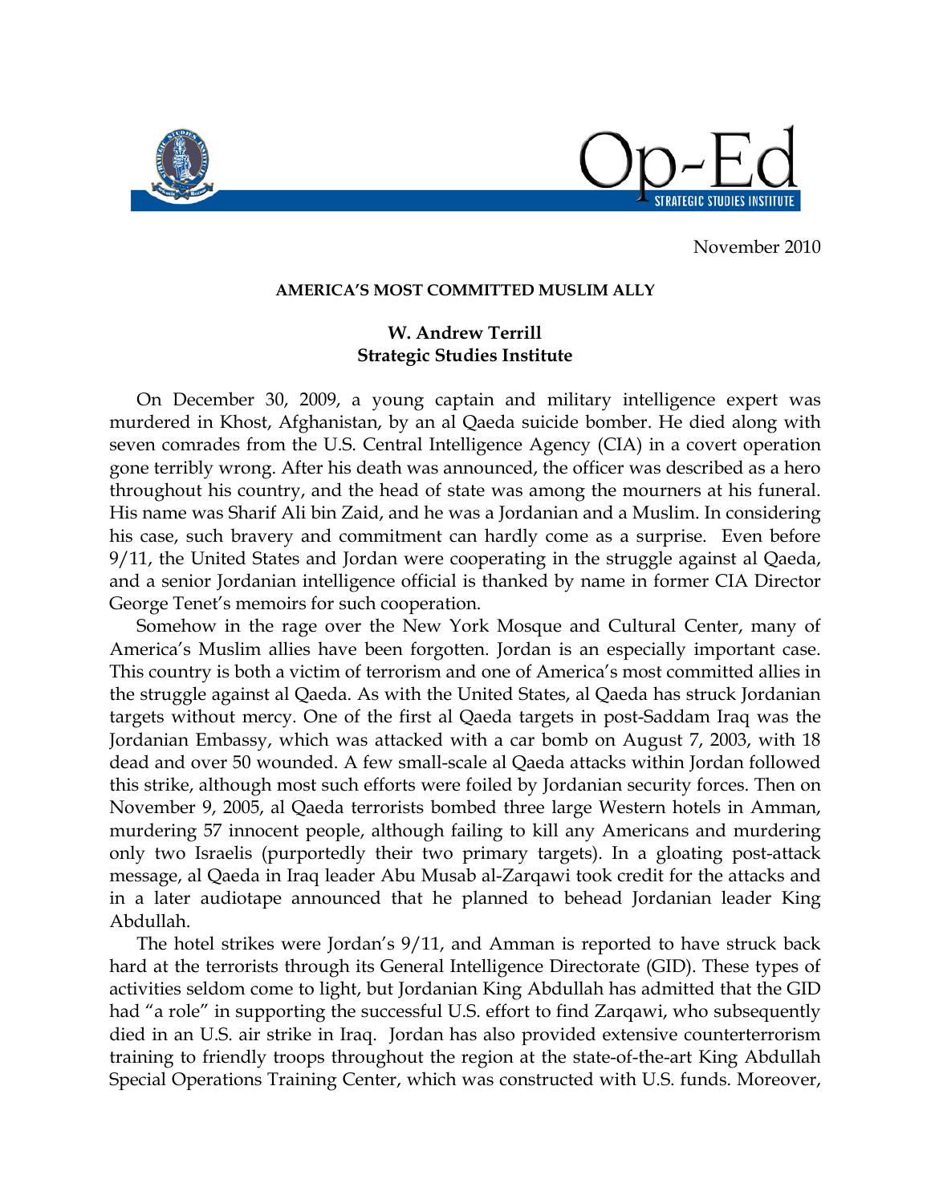November 2010

**AMERICA'S MOST COMMITTED MUSLIM ALLY**

**W. Andrew Terrill**
**Strategic Studies Institute**

On December 30, 2009, a young captain and military intelligence expert was murdered in Khost, Afghanistan, by an al Qaeda suicide bomber. He died along with seven comrades from the U.S. Central Intelligence Agency (CIA) in a covert operation gone terribly wrong. After his death was announced, the officer was described as a hero throughout his country, and the head of state was among the mourners at his funeral. His name was Sharif Ali bin Zaid, and he was a Jordanian and a Muslim. In considering his case, such bravery and commitment can hardly come as a surprise. Even before 9/11, the United States and Jordan were cooperating in the struggle against al Qaeda, and a senior Jordanian intelligence official is thanked by name in former CIA Director George Tenet's memoirs for such cooperation.

Somehow in the rage over the New York Mosque and Cultural Center, many of America's Muslim allies have been forgotten. Jordan is an especially important case. This country is both a victim of terrorism and one of America's most committed allies in the struggle against al Qaeda. As with the United States, al Qaeda has struck Jordanian targets without mercy. One of the first al Qaeda targets in post-Saddam Iraq was the Jordanian Embassy, which was attacked with a car bomb on August 7, 2003, with 18 dead and over 50 wounded. A few small-scale al Qaeda attacks within Jordan followed this strike, although most such efforts were foiled by Jordanian security forces. Then on November 9, 2005, al Qaeda terrorists bombed three large Western hotels in Amman, murdering 57 innocent people, although failing to kill any Americans and murdering only two Israelis (purportedly their two primary targets). In a gloating post-attack message, al Qaeda in Iraq leader Abu Musab al-Zarqawi took credit for the attacks and in a later audiotape announced that he planned to behead Jordanian leader King Abdullah.

The hotel strikes were Jordan's 9/11, and Amman is reported to have struck back hard at the terrorists through its General Intelligence Directorate (GID). These types of activities seldom come to light, but Jordanian King Abdullah has admitted that the GID had "a role" in supporting the successful U.S. effort to find Zarqawi, who subsequently died in an U.S. air strike in Iraq. Jordan has also provided extensive counterterrorism training to friendly troops throughout the region at the state-of-the-art King Abdullah Special Operations Training Center, which was constructed with U.S. funds. Moreover,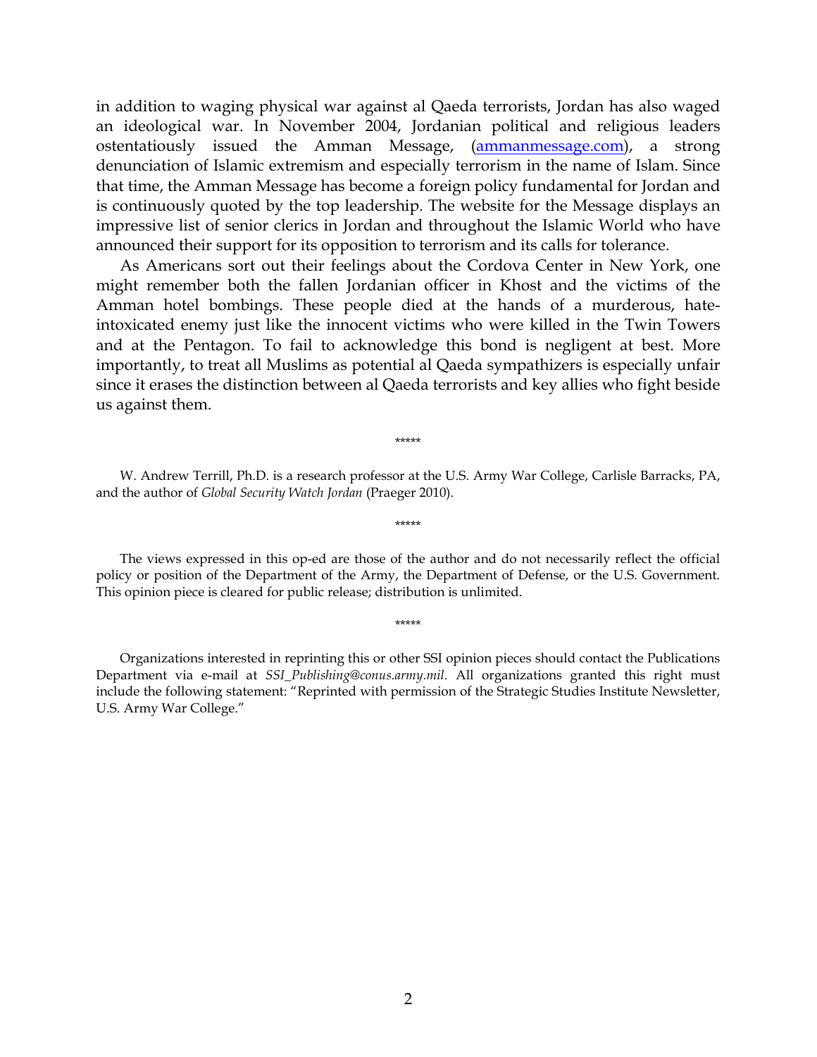in addition to waging physical war against al Qaeda terrorists, Jordan has also waged an ideological war. In November 2004, Jordanian political and religious leaders ostentatiously issued the Amman Message, (ammanmessage.com), a strong denunciation of Islamic extremism and especially terrorism in the name of Islam. Since that time, the Amman Message has become a foreign policy fundamental for Jordan and is continuously quoted by the top leadership. The website for the Message displays an impressive list of senior clerics in Jordan and throughout the Islamic World who have announced their support for its opposition to terrorism and its calls for tolerance.

As Americans sort out their feelings about the Cordova Center in New York, one might remember both the fallen Jordanian officer in Khost and the victims of the Amman hotel bombings. These people died at the hands of a murderous, hate-intoxicated enemy just like the innocent victims who were killed in the Twin Towers and at the Pentagon. To fail to acknowledge this bond is negligent at best. More importantly, to treat all Muslims as potential al Qaeda sympathizers is especially unfair since it erases the distinction between al Qaeda terrorists and key allies who fight beside us against them.

*****

W. Andrew Terrill, Ph.D. is a research professor at the U.S. Army War College, Carlisle Barracks, PA, and the author of *Global Security Watch Jordan* (Praeger 2010).

*****

The views expressed in this op-ed are those of the author and do not necessarily reflect the official policy or position of the Department of the Army, the Department of Defense, or the U.S. Government. This opinion piece is cleared for public release; distribution is unlimited.

*****

Organizations interested in reprinting this or other SSI opinion pieces should contact the Publications Department via e-mail at *SSI_Publishing@conus.army.mil*. All organizations granted this right must include the following statement: "Reprinted with permission of the Strategic Studies Institute Newsletter, U.S. Army War College."